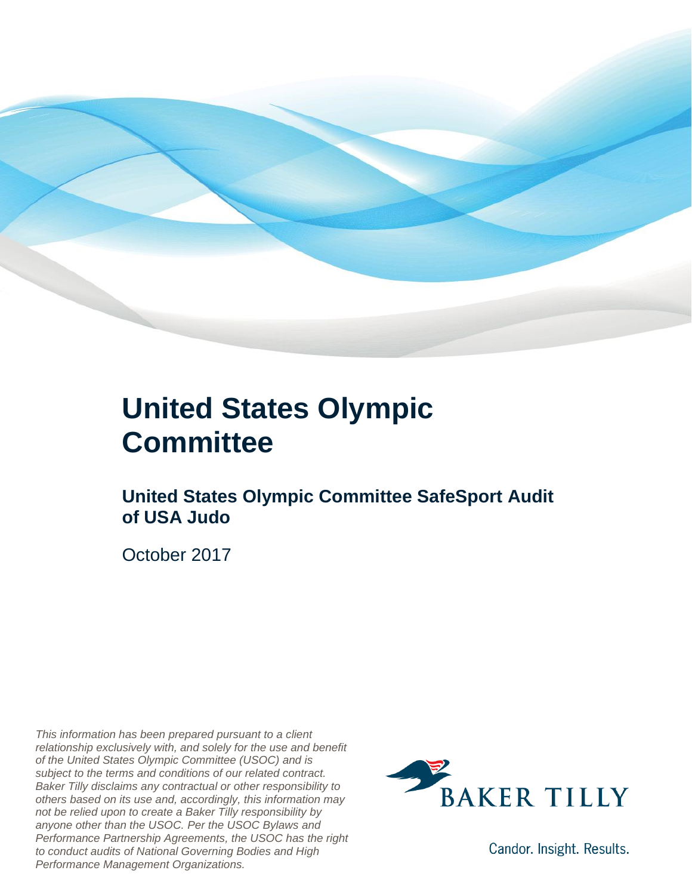# United States Olympic Committee

## United States Olympic Committee SafeSport Audit of USA Judo

October 2017

*This information has been prepared pursuant to a client relationship exclusively with, and solely for the use and benefit of the United States Olympic Committee (USOC) and is subject to the terms and conditions of our related contract. Baker Tilly disclaims any contractual or other responsibility to others based on its use and, accordingly, this information may not be relied upon to create a Baker Tilly responsibility by anyone other than the USOC. Per the USOC Bylaws and Performance Partnership Agreements, the USOC has the right to conduct audits of National Governing Bodies and High Performance Management Organizations.*

BAKER TILLY

Candor. Insight. Results.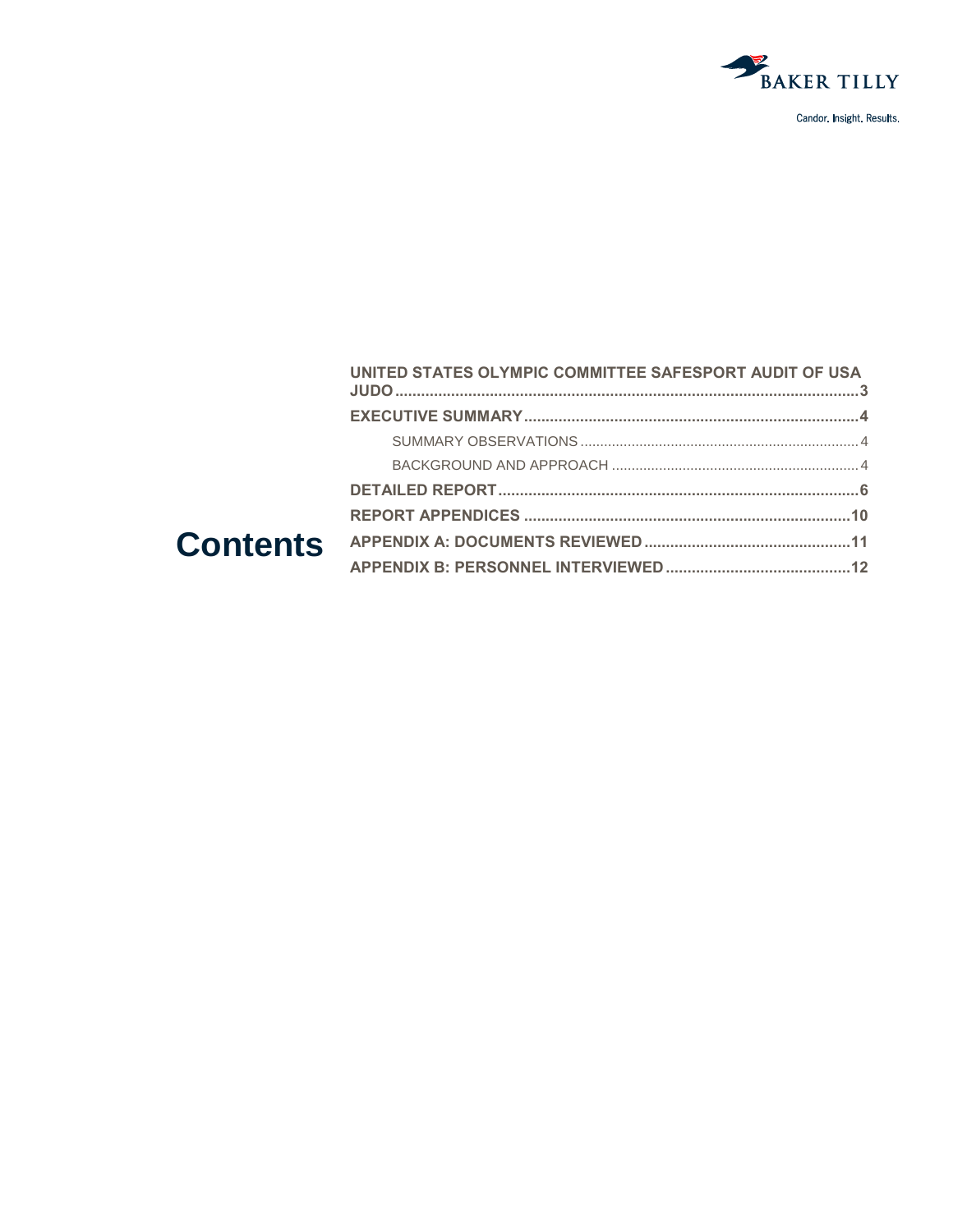Candor. Insight. Results.

# Contents

- UNITED STATES OLYMPIC COMMITTEE SAFESPORT AUDIT OF USA JUDO ........ 3
- EXECUTIVE SUMMARY ........ 4
  - SUMMARY OBSERVATIONS ........ 4
  - BACKGROUND AND APPROACH ........ 4
- DETAILED REPORT ........ 6
- REPORT APPENDICES ........ 10
- APPENDIX A: DOCUMENTS REVIEWED ........ 11
- APPENDIX B: PERSONNEL INTERVIEWED ........ 12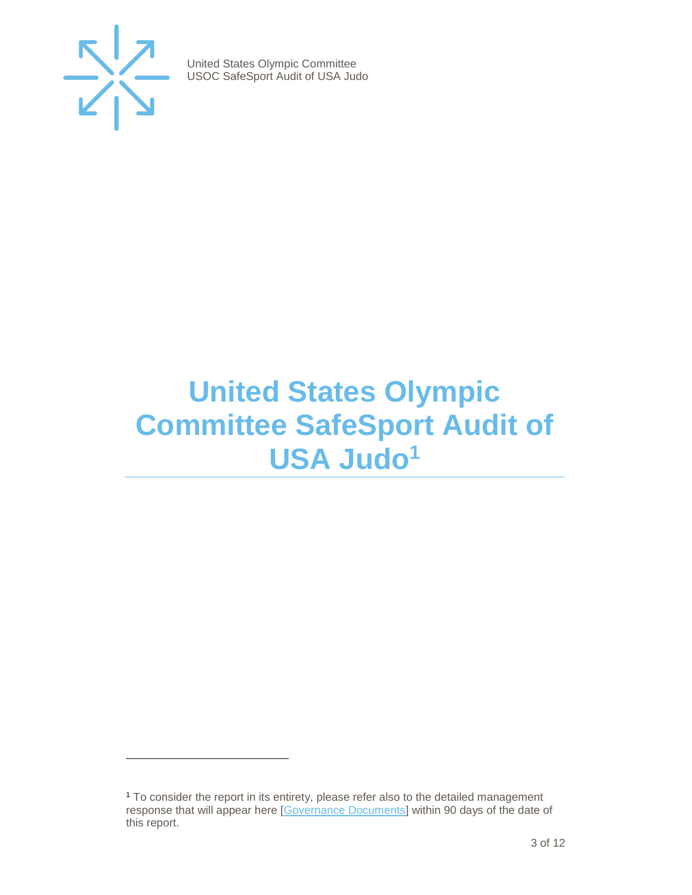# United States Olympic Committee SafeSport Audit of USA Judo[1]

[1] To consider the report in its entirety, please refer also to the detailed management response that will appear here [Governance Documents] within 90 days of the date of this report.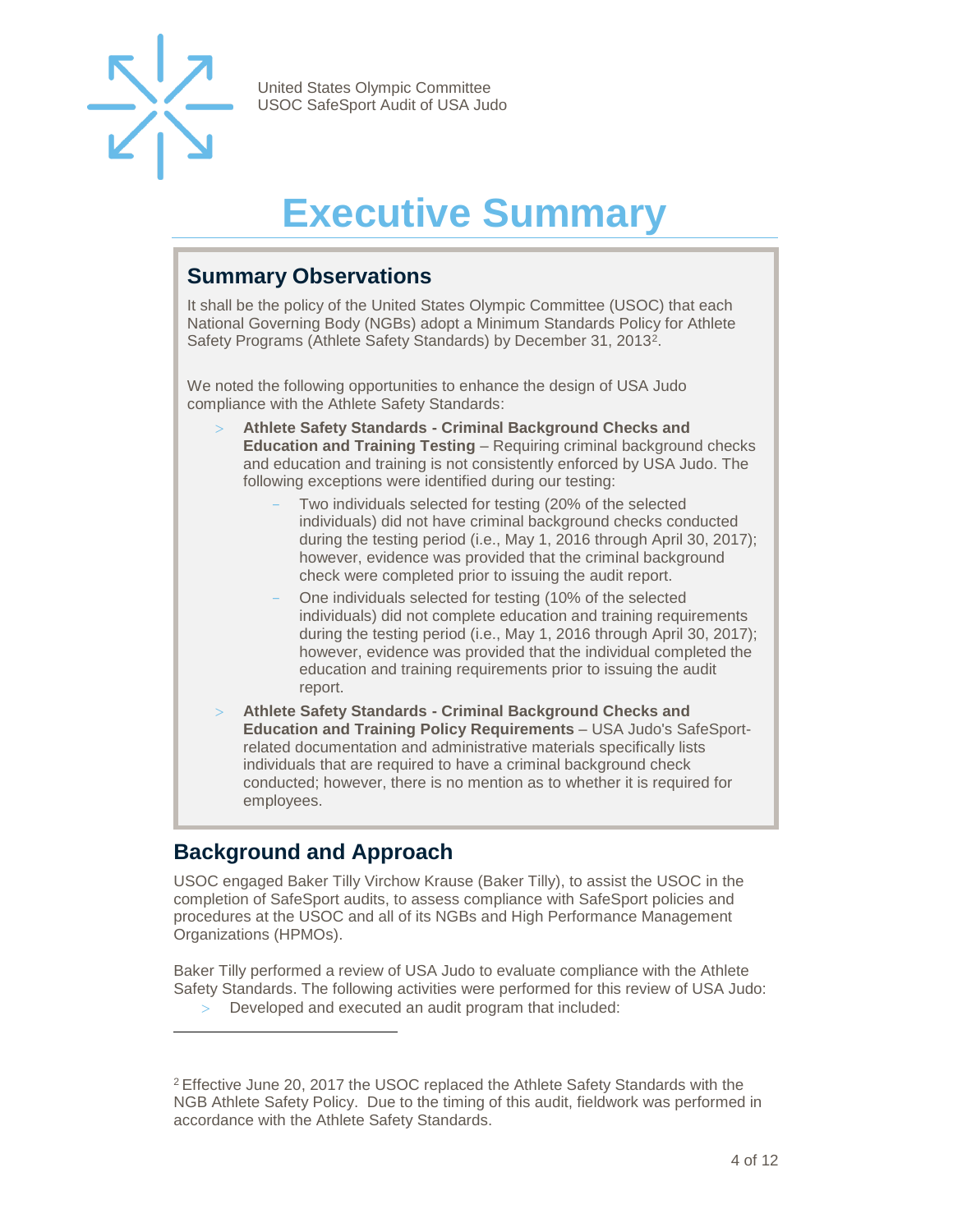# Executive Summary

## Summary Observations

It shall be the policy of the United States Olympic Committee (USOC) that each National Governing Body (NGBs) adopt a Minimum Standards Policy for Athlete Safety Programs (Athlete Safety Standards) by December 31, 2013[2].

We noted the following opportunities to enhance the design of USA Judo compliance with the Athlete Safety Standards:

- **Athlete Safety Standards - Criminal Background Checks and Education and Training Testing** – Requiring criminal background checks and education and training is not consistently enforced by USA Judo. The following exceptions were identified during our testing:
  - Two individuals selected for testing (20% of the selected individuals) did not have criminal background checks conducted during the testing period (i.e., May 1, 2016 through April 30, 2017); however, evidence was provided that the criminal background check were completed prior to issuing the audit report.
  - One individuals selected for testing (10% of the selected individuals) did not complete education and training requirements during the testing period (i.e., May 1, 2016 through April 30, 2017); however, evidence was provided that the individual completed the education and training requirements prior to issuing the audit report.
- **Athlete Safety Standards - Criminal Background Checks and Education and Training Policy Requirements** – USA Judo's SafeSport-related documentation and administrative materials specifically lists individuals that are required to have a criminal background check conducted; however, there is no mention as to whether it is required for employees.

## Background and Approach

USOC engaged Baker Tilly Virchow Krause (Baker Tilly), to assist the USOC in the completion of SafeSport audits, to assess compliance with SafeSport policies and procedures at the USOC and all of its NGBs and High Performance Management Organizations (HPMOs).

Baker Tilly performed a review of USA Judo to evaluate compliance with the Athlete Safety Standards. The following activities were performed for this review of USA Judo:

- Developed and executed an audit program that included:

---

[2] Effective June 20, 2017 the USOC replaced the Athlete Safety Standards with the NGB Athlete Safety Policy. Due to the timing of this audit, fieldwork was performed in accordance with the Athlete Safety Standards.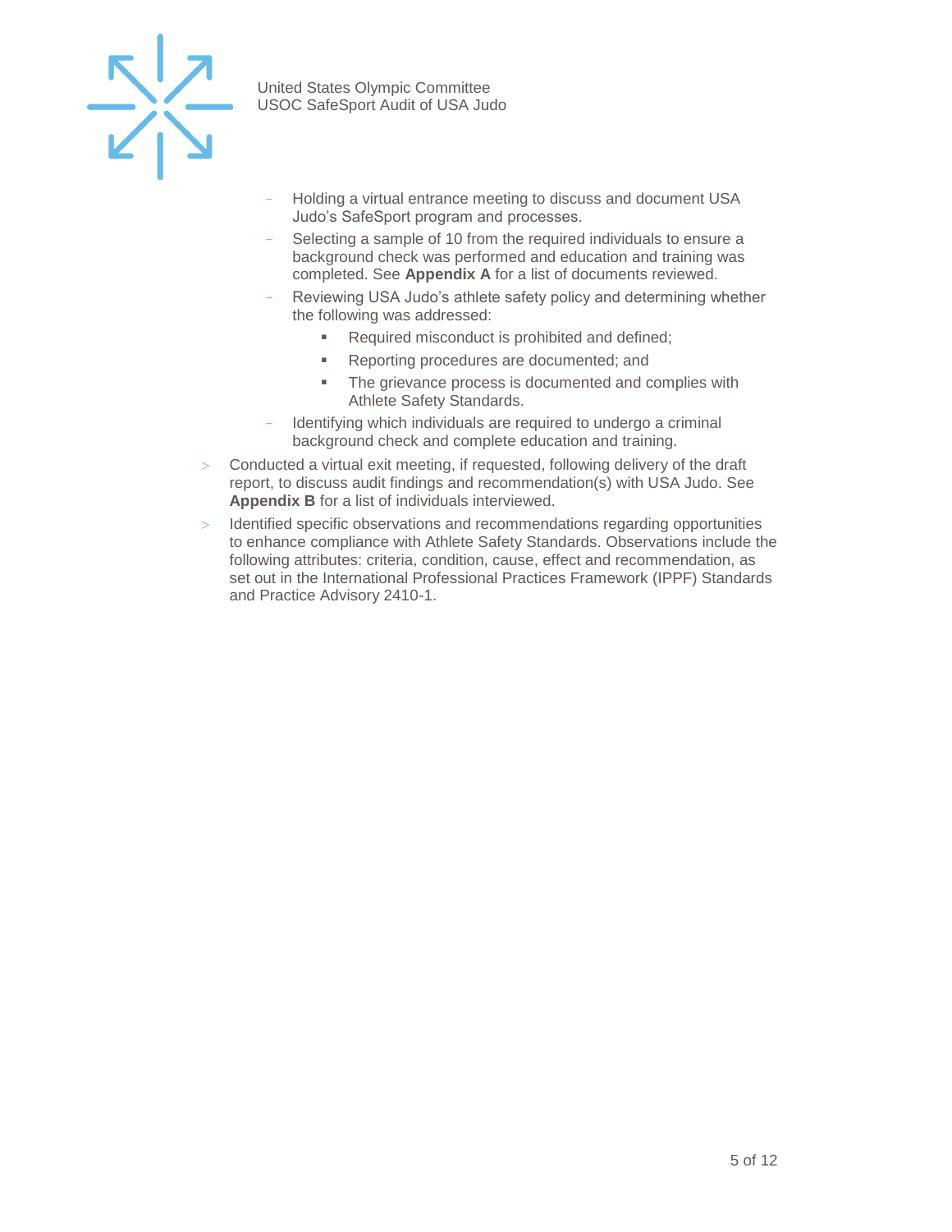- Holding a virtual entrance meeting to discuss and document USA Judo's SafeSport program and processes.
  - Selecting a sample of 10 from the required individuals to ensure a background check was performed and education and training was completed. See **Appendix A** for a list of documents reviewed.
  - Reviewing USA Judo's athlete safety policy and determining whether the following was addressed:
    - Required misconduct is prohibited and defined;
    - Reporting procedures are documented; and
    - The grievance process is documented and complies with Athlete Safety Standards.
  - Identifying which individuals are required to undergo a criminal background check and complete education and training.
- Conducted a virtual exit meeting, if requested, following delivery of the draft report, to discuss audit findings and recommendation(s) with USA Judo. See **Appendix B** for a list of individuals interviewed.
- Identified specific observations and recommendations regarding opportunities to enhance compliance with Athlete Safety Standards. Observations include the following attributes: criteria, condition, cause, effect and recommendation, as set out in the International Professional Practices Framework (IPPF) Standards and Practice Advisory 2410-1.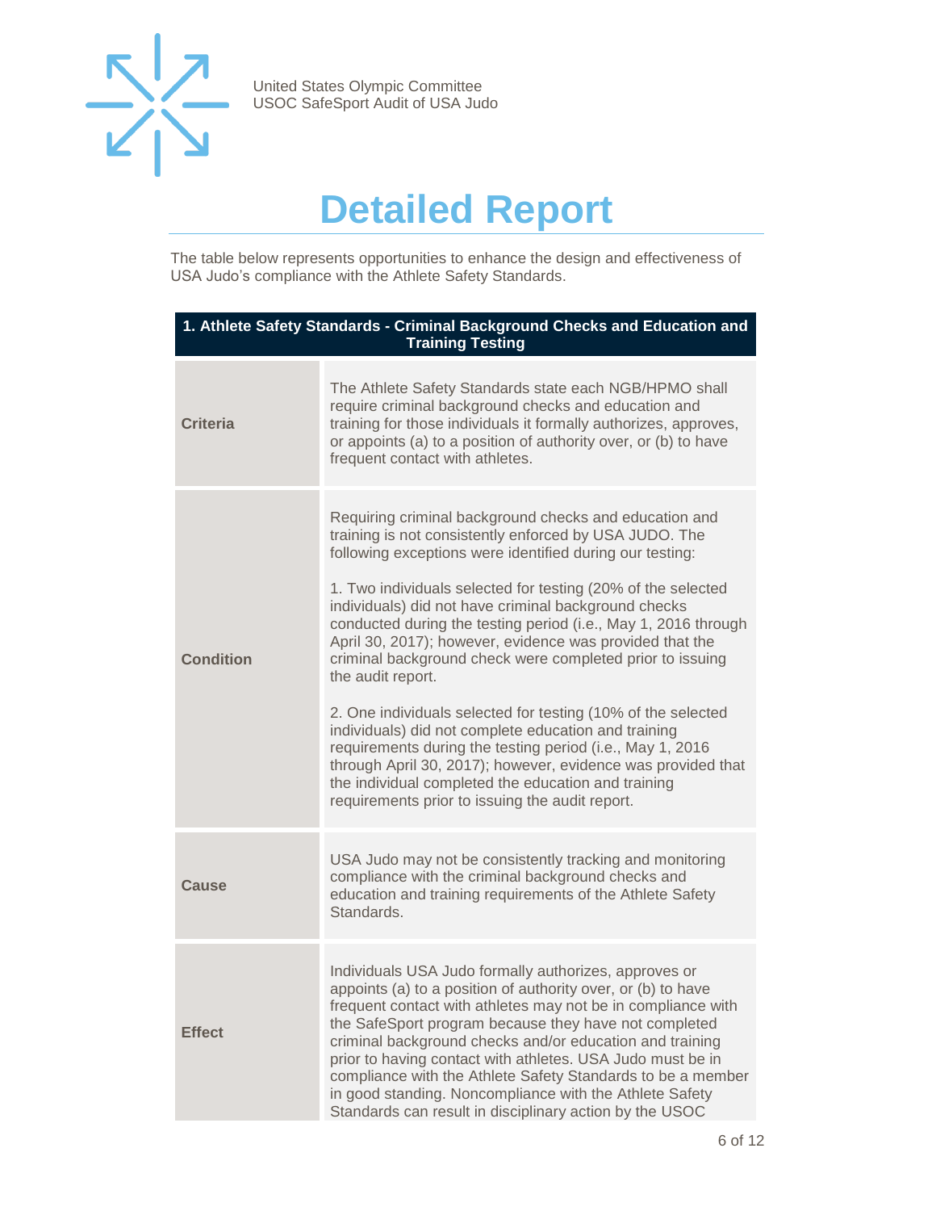# Detailed Report

The table below represents opportunities to enhance the design and effectiveness of USA Judo's compliance with the Athlete Safety Standards.

| 1. Athlete Safety Standards - Criminal Background Checks and Education and Training Testing | |
|---|---|
| **Criteria** | The Athlete Safety Standards state each NGB/HPMO shall require criminal background checks and education and training for those individuals it formally authorizes, approves, or appoints (a) to a position of authority over, or (b) to have frequent contact with athletes. |
| **Condition** | Requiring criminal background checks and education and training is not consistently enforced by USA JUDO. The following exceptions were identified during our testing:<br><br>1. Two individuals selected for testing (20% of the selected individuals) did not have criminal background checks conducted during the testing period (i.e., May 1, 2016 through April 30, 2017); however, evidence was provided that the criminal background check were completed prior to issuing the audit report.<br><br>2. One individuals selected for testing (10% of the selected individuals) did not complete education and training requirements during the testing period (i.e., May 1, 2016 through April 30, 2017); however, evidence was provided that the individual completed the education and training requirements prior to issuing the audit report. |
| **Cause** | USA Judo may not be consistently tracking and monitoring compliance with the criminal background checks and education and training requirements of the Athlete Safety Standards. |
| **Effect** | Individuals USA Judo formally authorizes, approves or appoints (a) to a position of authority over, or (b) to have frequent contact with athletes may not be in compliance with the SafeSport program because they have not completed criminal background checks and/or education and training prior to having contact with athletes. USA Judo must be in compliance with the Athlete Safety Standards to be a member in good standing. Noncompliance with the Athlete Safety Standards can result in disciplinary action by the USOC |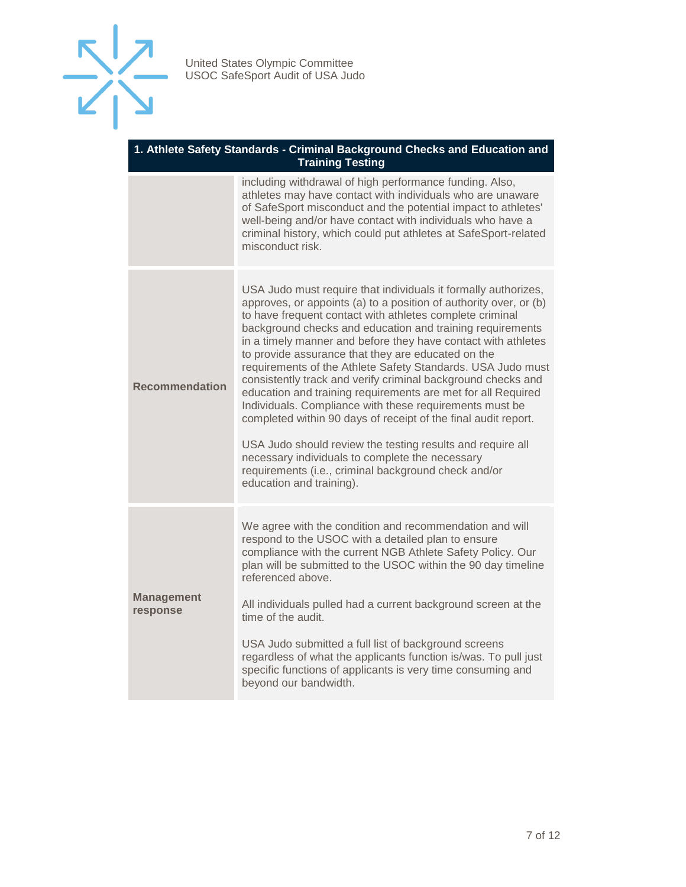| 1. Athlete Safety Standards - Criminal Background Checks and Education and Training Testing | |
|---|---|
| | including withdrawal of high performance funding. Also, athletes may have contact with individuals who are unaware of SafeSport misconduct and the potential impact to athletes' well-being and/or have contact with individuals who have a criminal history, which could put athletes at SafeSport-related misconduct risk. |
| **Recommendation** | USA Judo must require that individuals it formally authorizes, approves, or appoints (a) to a position of authority over, or (b) to have frequent contact with athletes complete criminal background checks and education and training requirements in a timely manner and before they have contact with athletes to provide assurance that they are educated on the requirements of the Athlete Safety Standards. USA Judo must consistently track and verify criminal background checks and education and training requirements are met for all Required Individuals. Compliance with these requirements must be completed within 90 days of receipt of the final audit report.<br><br>USA Judo should review the testing results and require all necessary individuals to complete the necessary requirements (i.e., criminal background check and/or education and training). |
| **Management response** | We agree with the condition and recommendation and will respond to the USOC with a detailed plan to ensure compliance with the current NGB Athlete Safety Policy. Our plan will be submitted to the USOC within the 90 day timeline referenced above.<br><br>All individuals pulled had a current background screen at the time of the audit.<br><br>USA Judo submitted a full list of background screens regardless of what the applicants function is/was. To pull just specific functions of applicants is very time consuming and beyond our bandwidth. |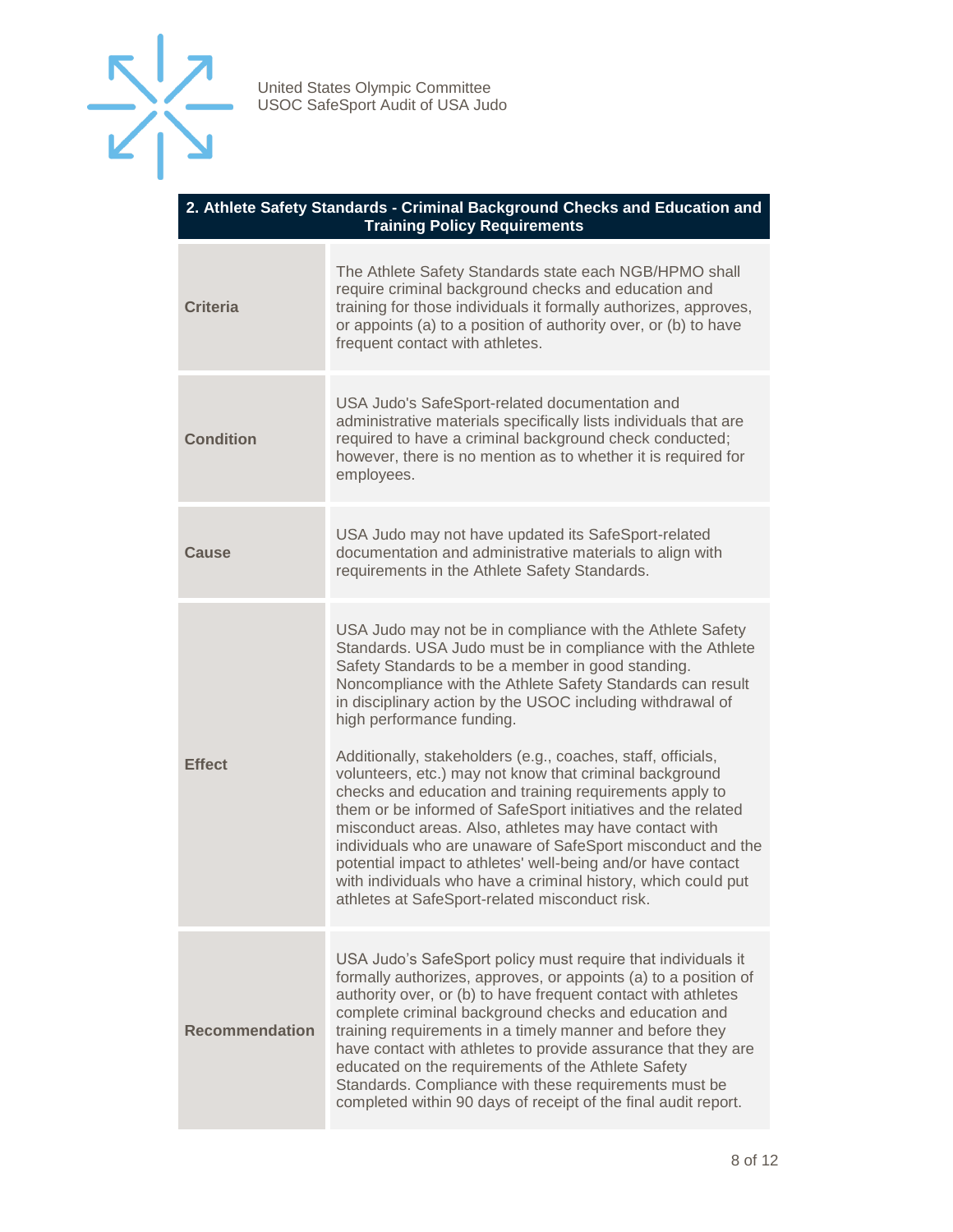| 2. Athlete Safety Standards - Criminal Background Checks and Education and Training Policy Requirements | |
|---|---|
| **Criteria** | The Athlete Safety Standards state each NGB/HPMO shall require criminal background checks and education and training for those individuals it formally authorizes, approves, or appoints (a) to a position of authority over, or (b) to have frequent contact with athletes. |
| **Condition** | USA Judo's SafeSport-related documentation and administrative materials specifically lists individuals that are required to have a criminal background check conducted; however, there is no mention as to whether it is required for employees. |
| **Cause** | USA Judo may not have updated its SafeSport-related documentation and administrative materials to align with requirements in the Athlete Safety Standards. |
| **Effect** | USA Judo may not be in compliance with the Athlete Safety Standards. USA Judo must be in compliance with the Athlete Safety Standards to be a member in good standing. Noncompliance with the Athlete Safety Standards can result in disciplinary action by the USOC including withdrawal of high performance funding.<br><br>Additionally, stakeholders (e.g., coaches, staff, officials, volunteers, etc.) may not know that criminal background checks and education and training requirements apply to them or be informed of SafeSport initiatives and the related misconduct areas. Also, athletes may have contact with individuals who are unaware of SafeSport misconduct and the potential impact to athletes' well-being and/or have contact with individuals who have a criminal history, which could put athletes at SafeSport-related misconduct risk. |
| **Recommendation** | USA Judo's SafeSport policy must require that individuals it formally authorizes, approves, or appoints (a) to a position of authority over, or (b) to have frequent contact with athletes complete criminal background checks and education and training requirements in a timely manner and before they have contact with athletes to provide assurance that they are educated on the requirements of the Athlete Safety Standards. Compliance with these requirements must be completed within 90 days of receipt of the final audit report. |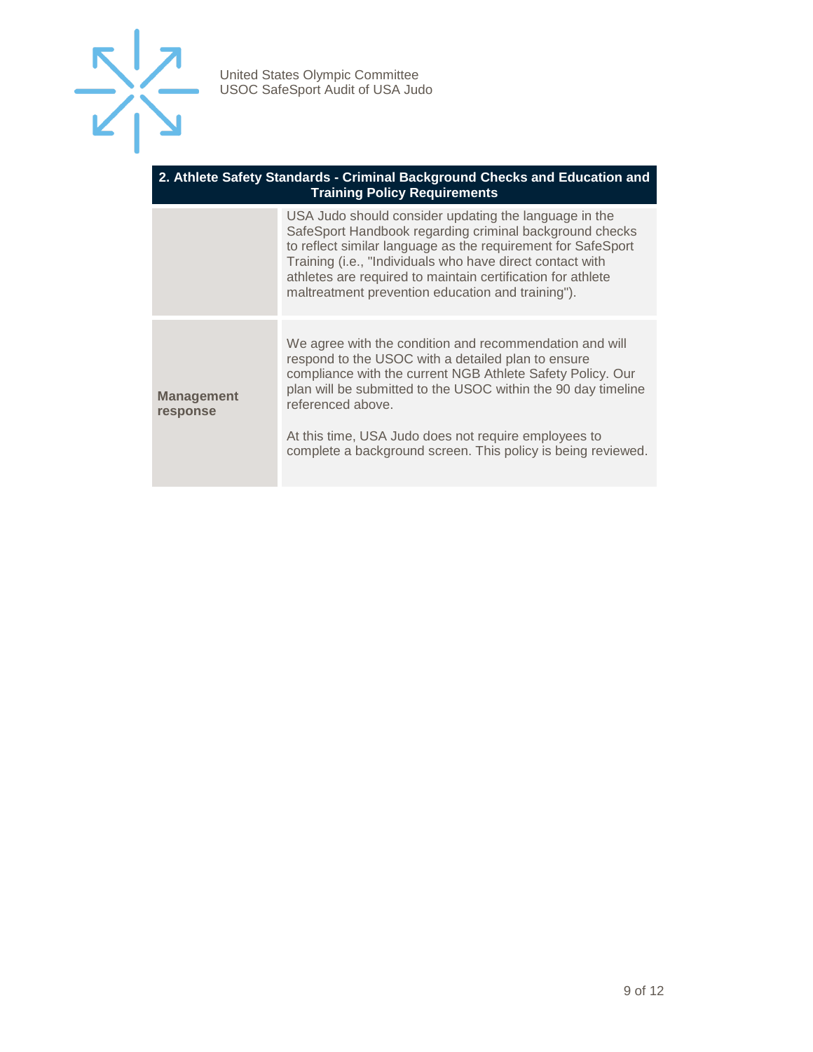| 2. Athlete Safety Standards - Criminal Background Checks and Education and Training Policy Requirements | |
|---|---|
| | USA Judo should consider updating the language in the SafeSport Handbook regarding criminal background checks to reflect similar language as the requirement for SafeSport Training (i.e., "Individuals who have direct contact with athletes are required to maintain certification for athlete maltreatment prevention education and training"). |
| **Management response** | We agree with the condition and recommendation and will respond to the USOC with a detailed plan to ensure compliance with the current NGB Athlete Safety Policy. Our plan will be submitted to the USOC within the 90 day timeline referenced above.<br><br>At this time, USA Judo does not require employees to complete a background screen. This policy is being reviewed. |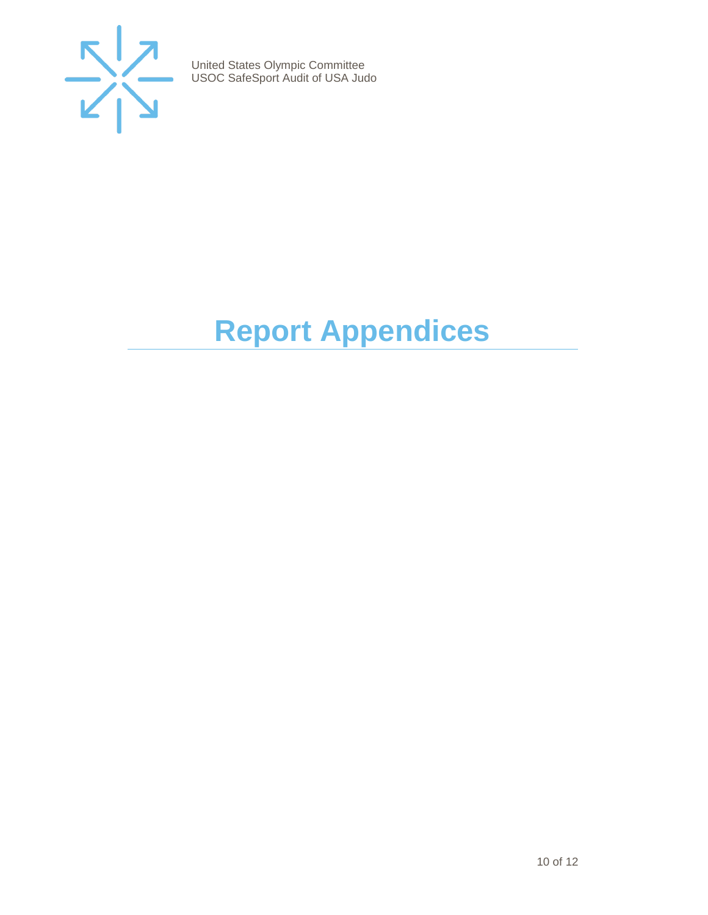# Report Appendices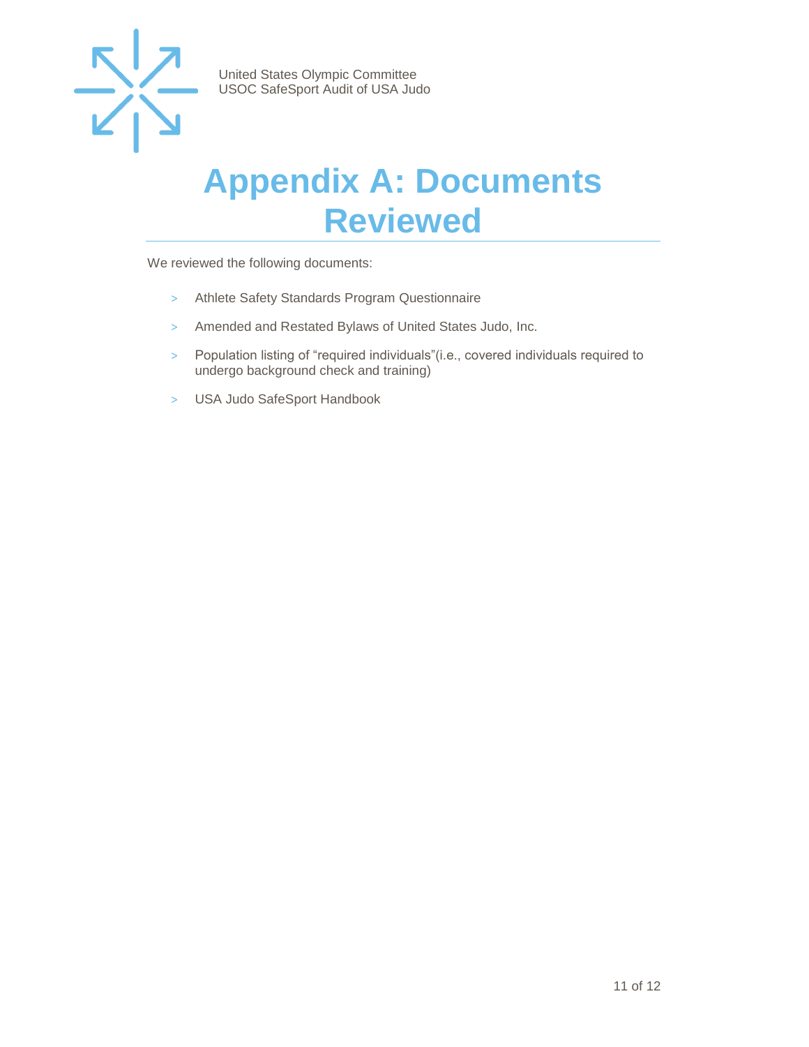# Appendix A: Documents Reviewed

We reviewed the following documents:

- Athlete Safety Standards Program Questionnaire
- Amended and Restated Bylaws of United States Judo, Inc.
- Population listing of "required individuals"(i.e., covered individuals required to undergo background check and training)
- USA Judo SafeSport Handbook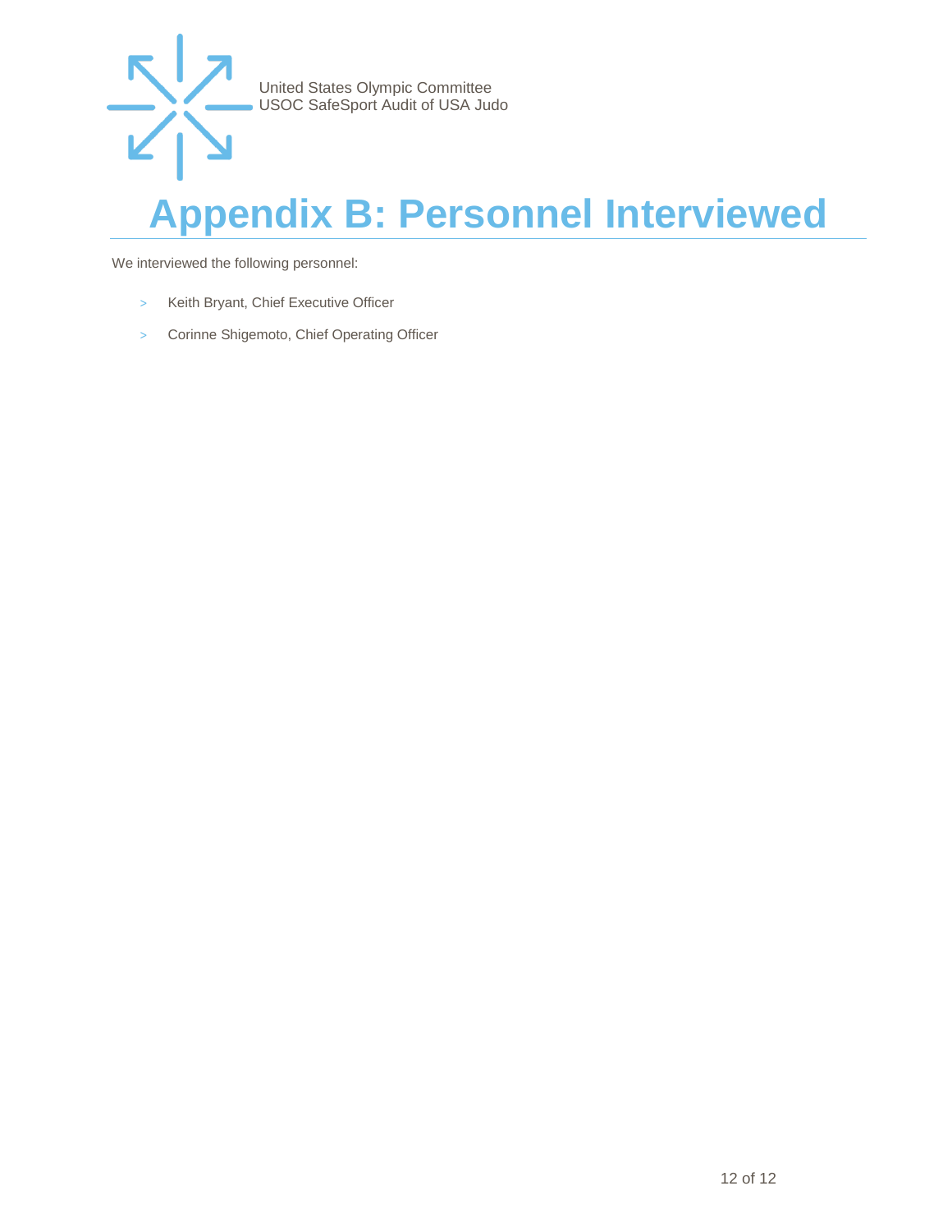# Appendix B: Personnel Interviewed

We interviewed the following personnel:

- Keith Bryant, Chief Executive Officer
- Corinne Shigemoto, Chief Operating Officer